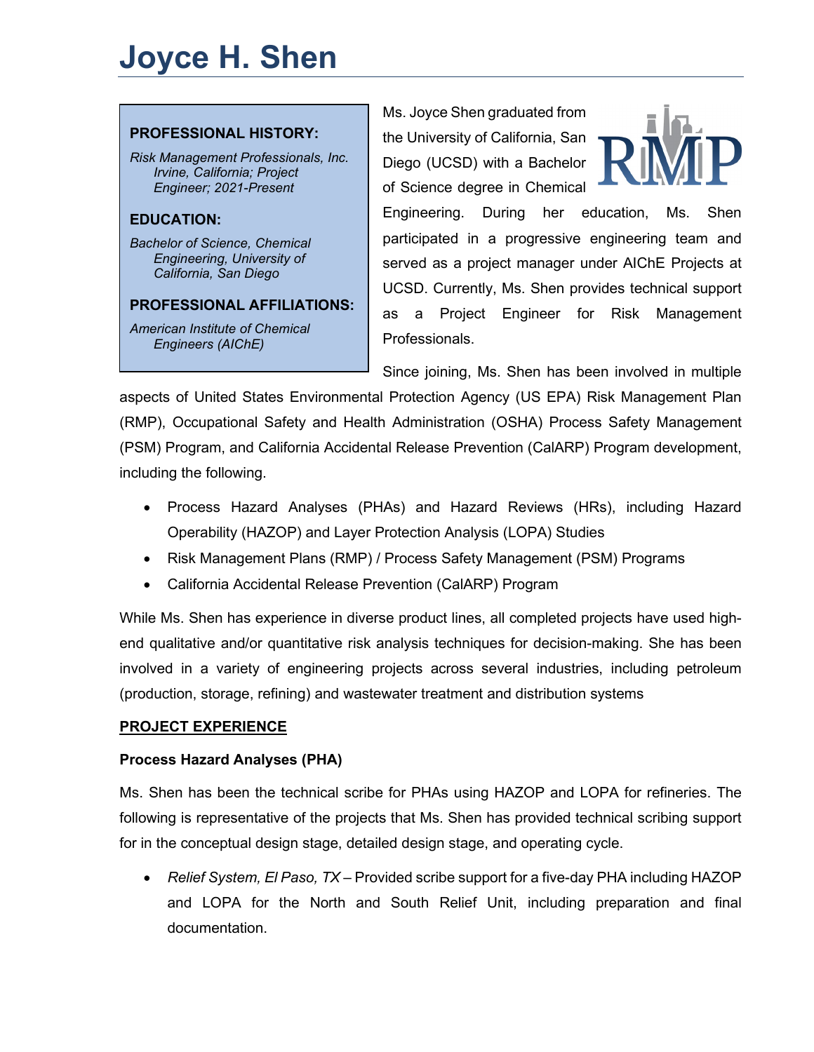# Joyce H. Shen

**PROFESSIONAL HISTORY:**

*Risk Management Professionals, Inc. Irvine, California; Project Engineer; 2021-Present*

**EDUCATION:**

*Bachelor of Science, Chemical Engineering, University of California, San Diego*

**PROFESSIONAL AFFILIATIONS:**

*American Institute of Chemical Engineers (AIChE)*

Ms. Joyce Shen graduated from the University of California, San Diego (UCSD) with a Bachelor of Science degree in Chemical Engineering. During her education, Ms. Shen participated in a progressive engineering team and served as a project manager under AIChE Projects at UCSD. Currently, Ms. Shen provides technical support as a Project Engineer for Risk Management Professionals.

Since joining, Ms. Shen has been involved in multiple aspects of United States Environmental Protection Agency (US EPA) Risk Management Plan (RMP), Occupational Safety and Health Administration (OSHA) Process Safety Management (PSM) Program, and California Accidental Release Prevention (CalARP) Program development, including the following.

- Process Hazard Analyses (PHAs) and Hazard Reviews (HRs), including Hazard Operability (HAZOP) and Layer Protection Analysis (LOPA) Studies
- Risk Management Plans (RMP) / Process Safety Management (PSM) Programs
- California Accidental Release Prevention (CalARP) Program

While Ms. Shen has experience in diverse product lines, all completed projects have used high-end qualitative and/or quantitative risk analysis techniques for decision-making. She has been involved in a variety of engineering projects across several industries, including petroleum (production, storage, refining) and wastewater treatment and distribution systems

## PROJECT EXPERIENCE

### Process Hazard Analyses (PHA)

Ms. Shen has been the technical scribe for PHAs using HAZOP and LOPA for refineries. The following is representative of the projects that Ms. Shen has provided technical scribing support for in the conceptual design stage, detailed design stage, and operating cycle.

- *Relief System, El Paso, TX* – Provided scribe support for a five-day PHA including HAZOP and LOPA for the North and South Relief Unit, including preparation and final documentation.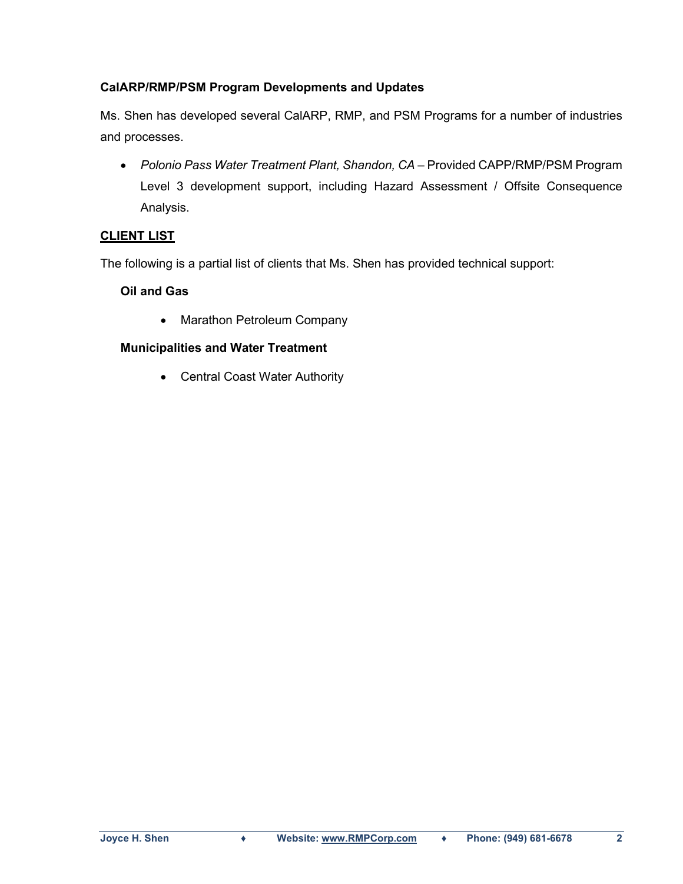**CalARP/RMP/PSM Program Developments and Updates**

Ms. Shen has developed several CalARP, RMP, and PSM Programs for a number of industries and processes.

- *Polonio Pass Water Treatment Plant, Shandon, CA* – Provided CAPP/RMP/PSM Program Level 3 development support, including Hazard Assessment / Offsite Consequence Analysis.

## CLIENT LIST

The following is a partial list of clients that Ms. Shen has provided technical support:

**Oil and Gas**

- Marathon Petroleum Company

**Municipalities and Water Treatment**

- Central Coast Water Authority